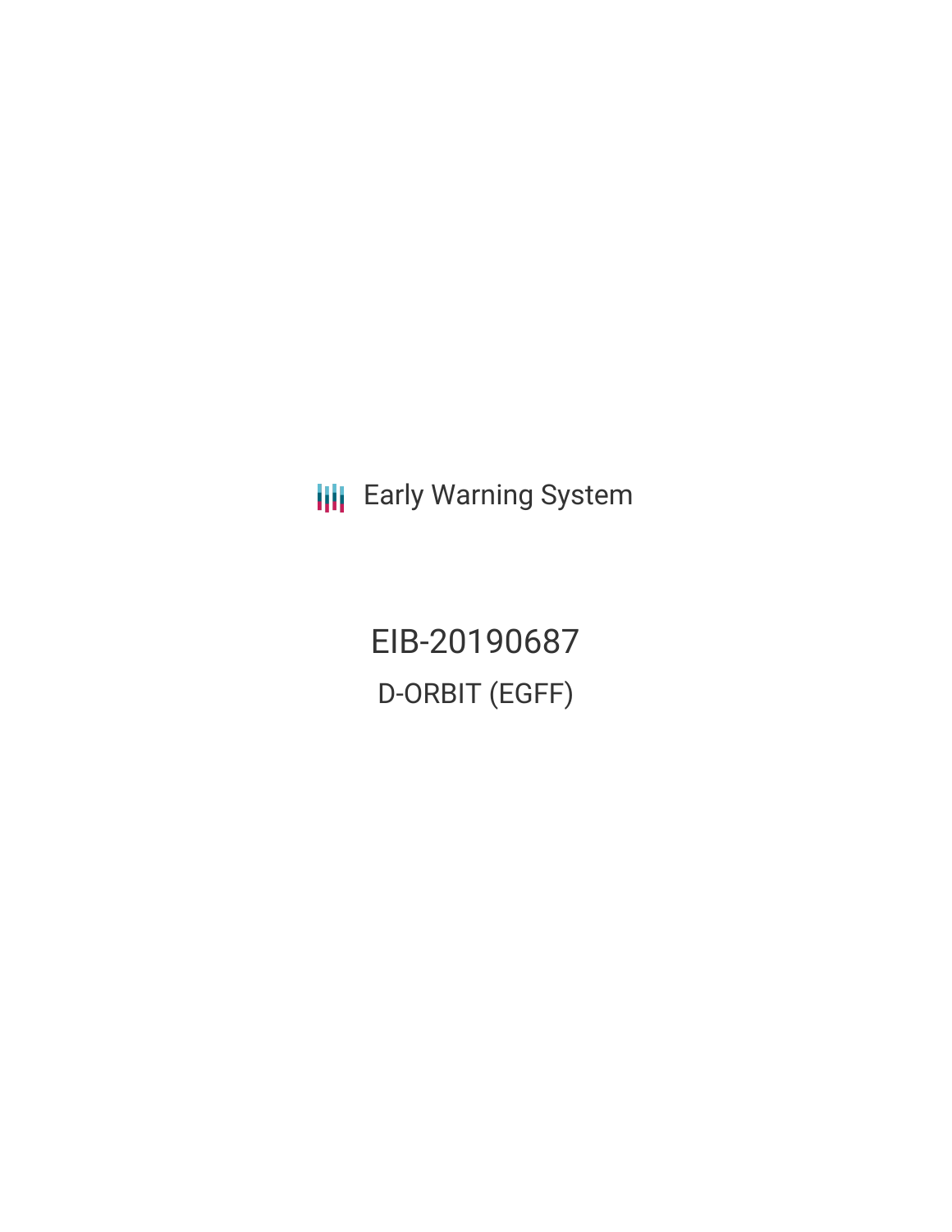Early Warning System

# EIB-20190687

## D-ORBIT (EGFF)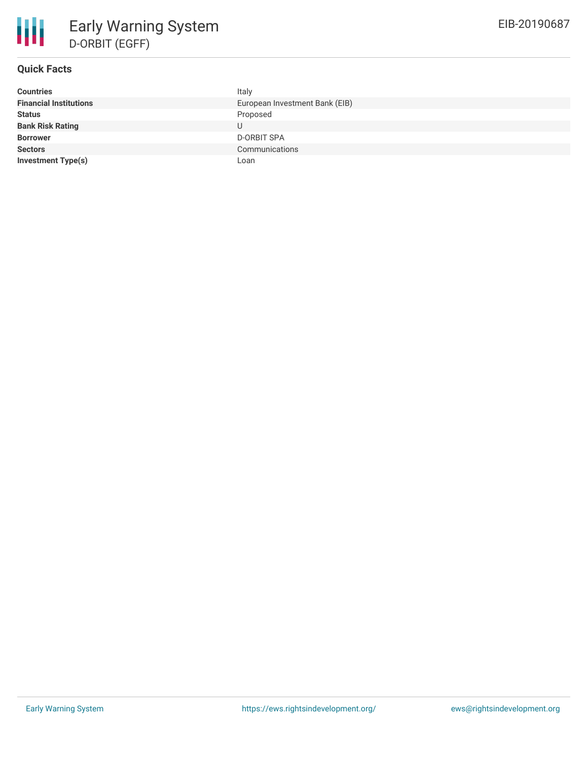# Early Warning System

## D-ORBIT (EGFF)

EIB-20190687

### Quick Facts

| | |
|---|---|
| **Countries** | Italy |
| **Financial Institutions** | European Investment Bank (EIB) |
| **Status** | Proposed |
| **Bank Risk Rating** | U |
| **Borrower** | D-ORBIT SPA |
| **Sectors** | Communications |
| **Investment Type(s)** | Loan |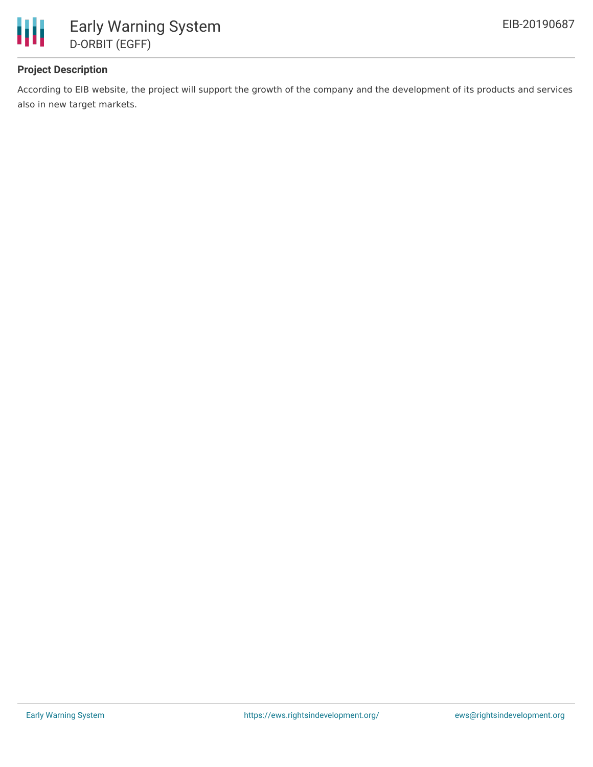### Project Description

According to EIB website, the project will support the growth of the company and the development of its products and services also in new target markets.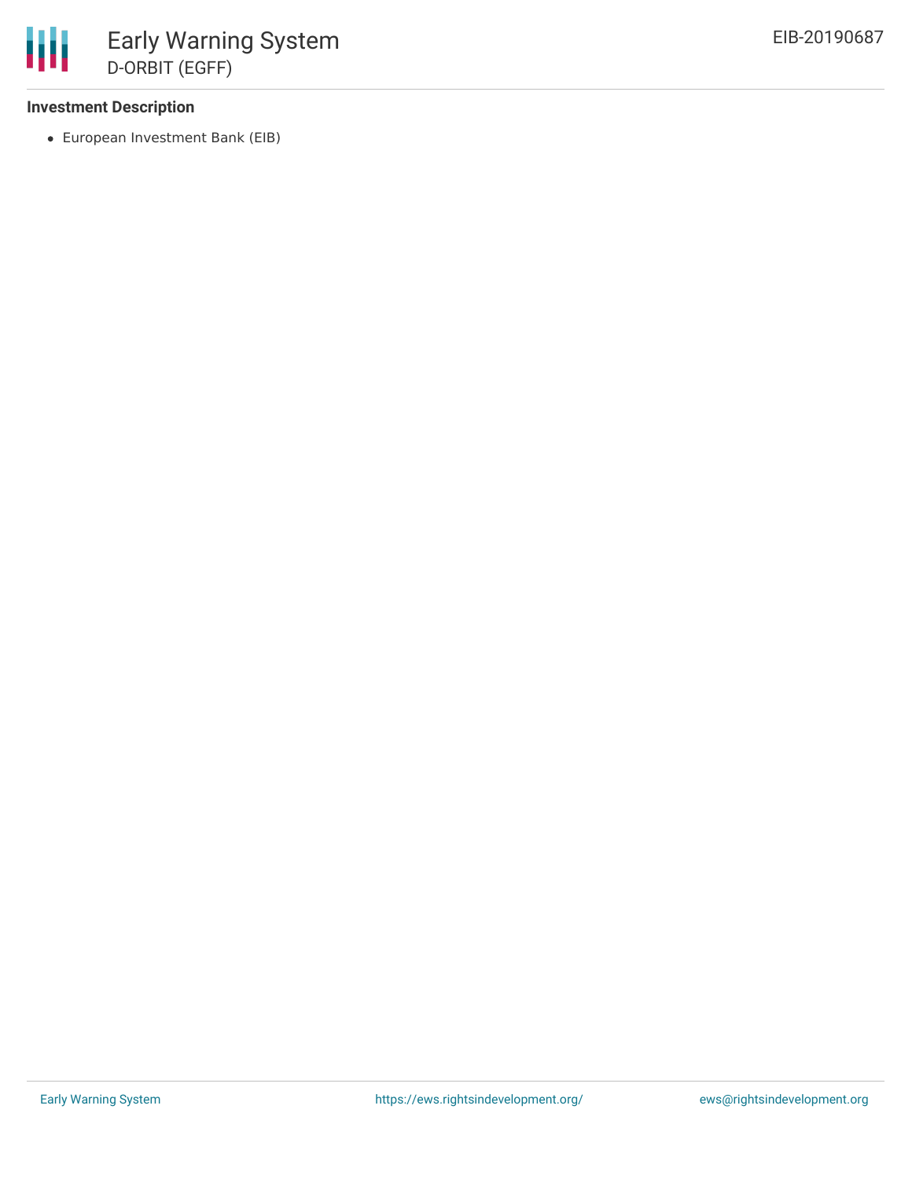### Investment Description

- European Investment Bank (EIB)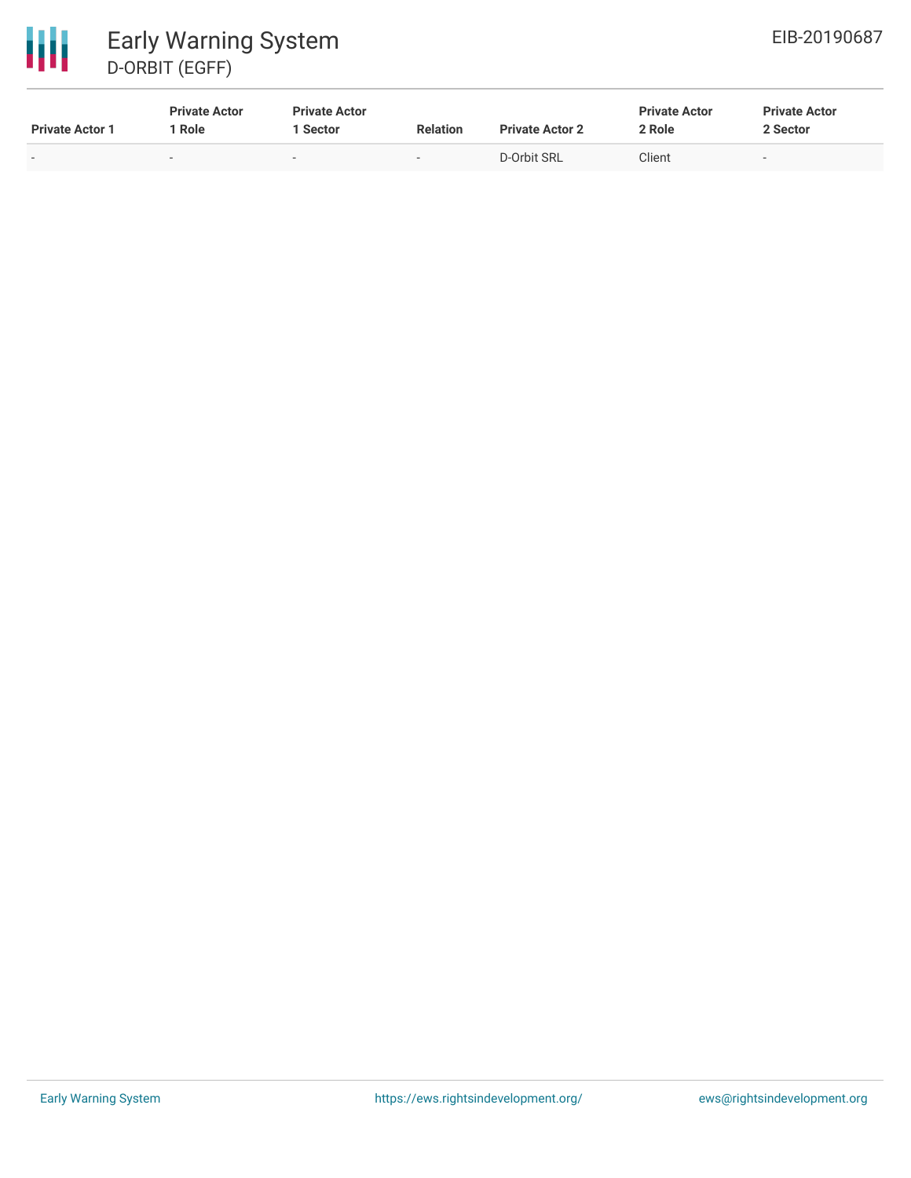| Private Actor 1 | Private Actor 1 Role | Private Actor 1 Sector | Relation | Private Actor 2 | Private Actor 2 Role | Private Actor 2 Sector |
|---|---|---|---|---|---|---|
| - | - | - | - | D-Orbit SRL | Client | - |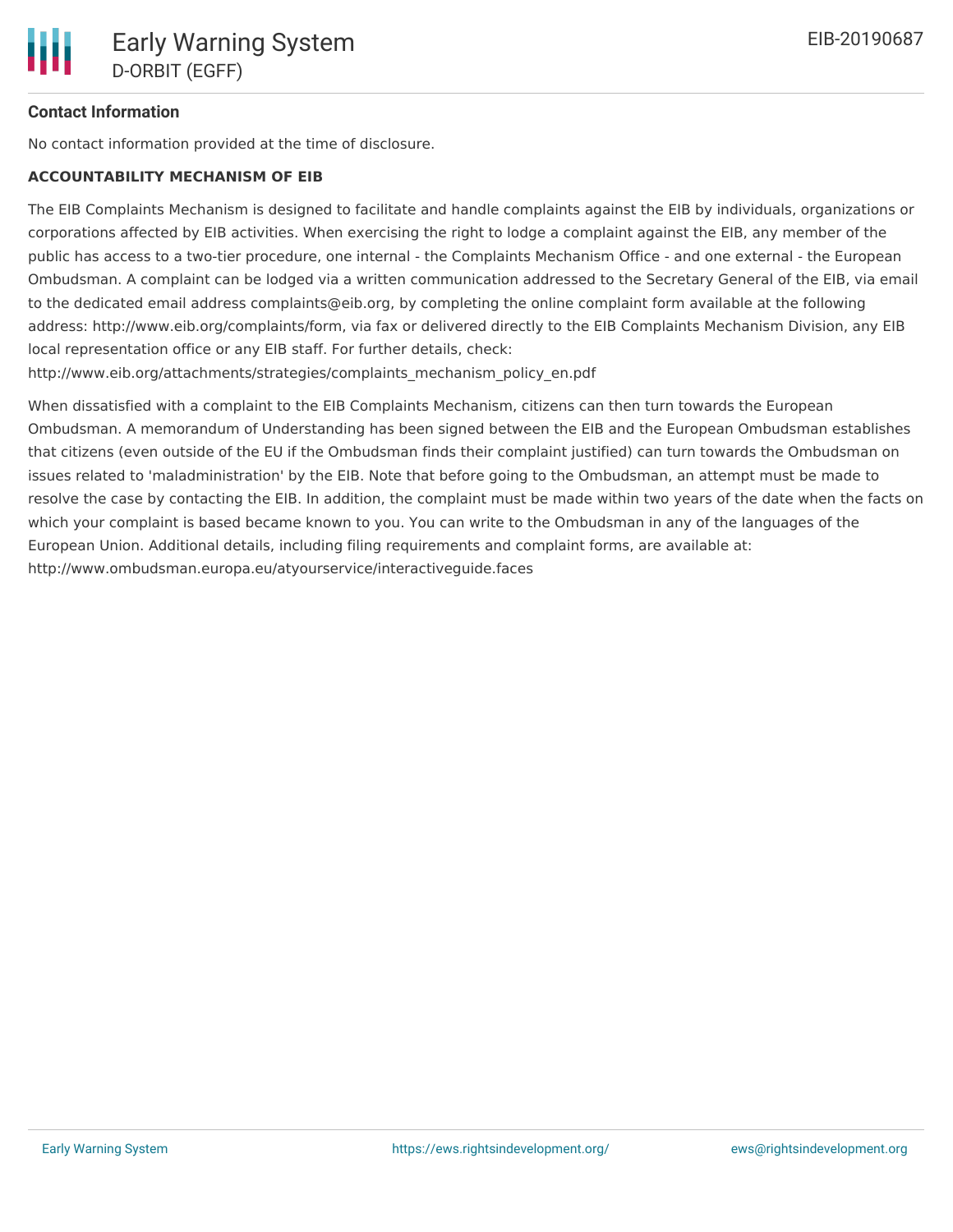## Contact Information

No contact information provided at the time of disclosure.

**ACCOUNTABILITY MECHANISM OF EIB**

The EIB Complaints Mechanism is designed to facilitate and handle complaints against the EIB by individuals, organizations or corporations affected by EIB activities. When exercising the right to lodge a complaint against the EIB, any member of the public has access to a two-tier procedure, one internal - the Complaints Mechanism Office - and one external - the European Ombudsman. A complaint can be lodged via a written communication addressed to the Secretary General of the EIB, via email to the dedicated email address complaints@eib.org, by completing the online complaint form available at the following address: http://www.eib.org/complaints/form, via fax or delivered directly to the EIB Complaints Mechanism Division, any EIB local representation office or any EIB staff. For further details, check: http://www.eib.org/attachments/strategies/complaints_mechanism_policy_en.pdf

When dissatisfied with a complaint to the EIB Complaints Mechanism, citizens can then turn towards the European Ombudsman. A memorandum of Understanding has been signed between the EIB and the European Ombudsman establishes that citizens (even outside of the EU if the Ombudsman finds their complaint justified) can turn towards the Ombudsman on issues related to 'maladministration' by the EIB. Note that before going to the Ombudsman, an attempt must be made to resolve the case by contacting the EIB. In addition, the complaint must be made within two years of the date when the facts on which your complaint is based became known to you. You can write to the Ombudsman in any of the languages of the European Union. Additional details, including filing requirements and complaint forms, are available at: http://www.ombudsman.europa.eu/atyourservice/interactiveguide.faces